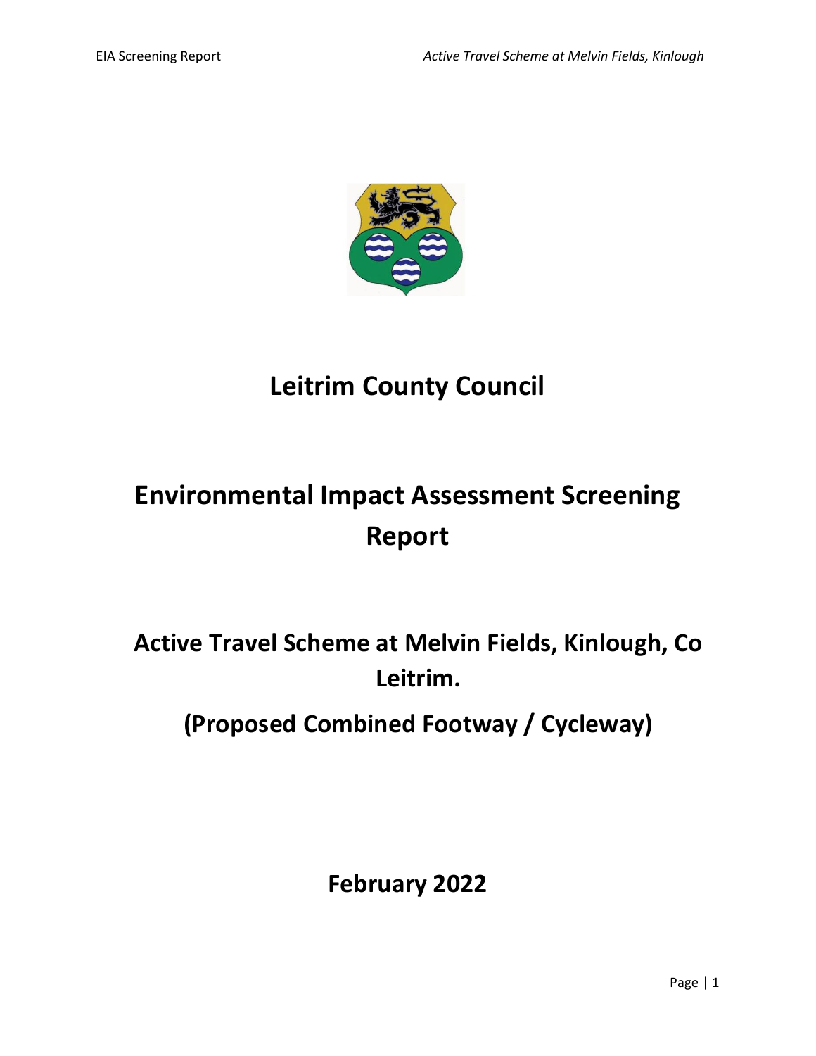# Leitrim County Council

# Environmental Impact Assessment Screening Report

## Active Travel Scheme at Melvin Fields, Kinlough, Co Leitrim.

## (Proposed Combined Footway / Cycleway)

**February 2022**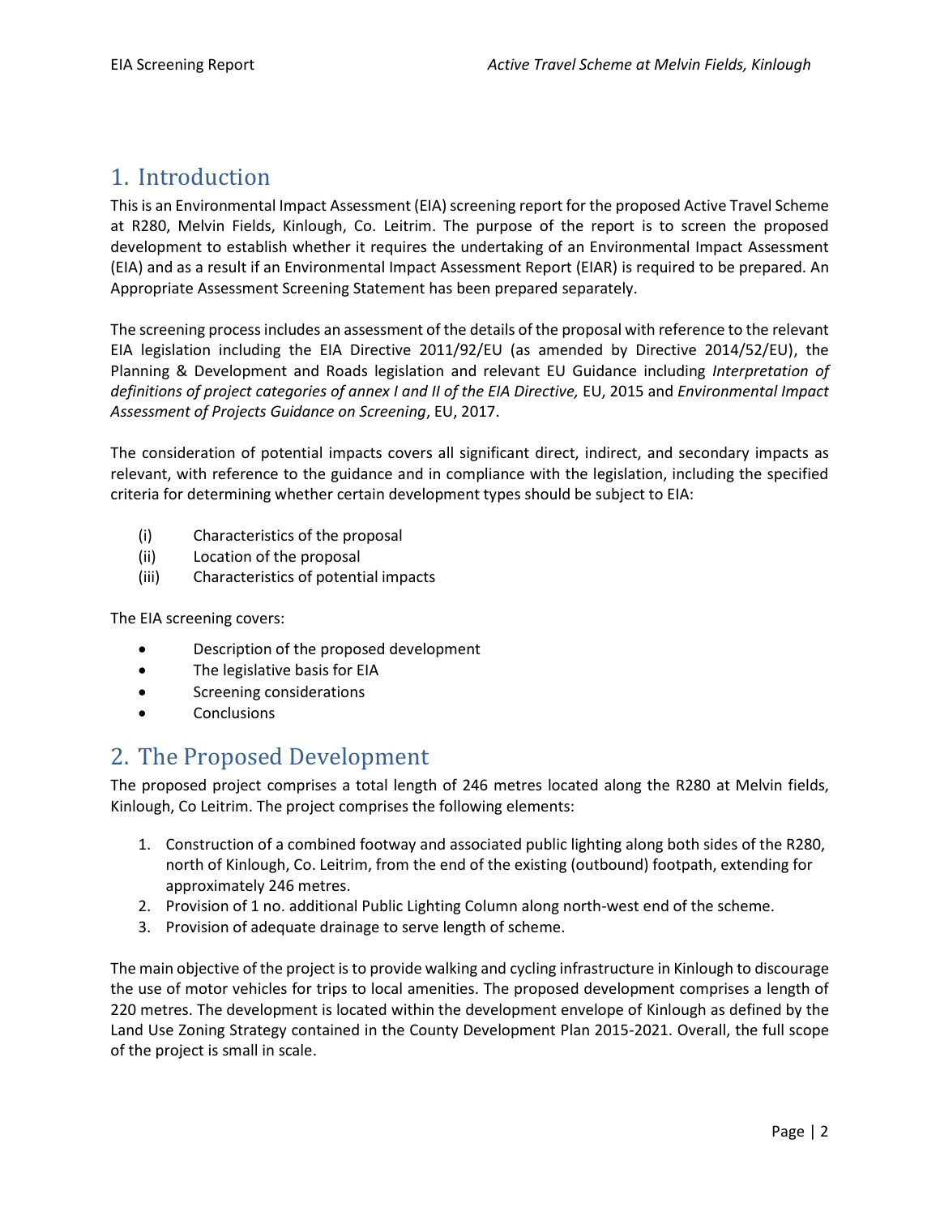# 1. Introduction

This is an Environmental Impact Assessment (EIA) screening report for the proposed Active Travel Scheme at R280, Melvin Fields, Kinlough, Co. Leitrim. The purpose of the report is to screen the proposed development to establish whether it requires the undertaking of an Environmental Impact Assessment (EIA) and as a result if an Environmental Impact Assessment Report (EIAR) is required to be prepared. An Appropriate Assessment Screening Statement has been prepared separately.

The screening process includes an assessment of the details of the proposal with reference to the relevant EIA legislation including the EIA Directive 2011/92/EU (as amended by Directive 2014/52/EU), the Planning & Development and Roads legislation and relevant EU Guidance including *Interpretation of definitions of project categories of annex I and II of the EIA Directive,* EU, 2015 and *Environmental Impact Assessment of Projects Guidance on Screening*, EU, 2017.

The consideration of potential impacts covers all significant direct, indirect, and secondary impacts as relevant, with reference to the guidance and in compliance with the legislation, including the specified criteria for determining whether certain development types should be subject to EIA:

- (i) Characteristics of the proposal
- (ii) Location of the proposal
- (iii) Characteristics of potential impacts

The EIA screening covers:

- Description of the proposed development
- The legislative basis for EIA
- Screening considerations
- Conclusions

# 2. The Proposed Development

The proposed project comprises a total length of 246 metres located along the R280 at Melvin fields, Kinlough, Co Leitrim. The project comprises the following elements:

1. Construction of a combined footway and associated public lighting along both sides of the R280, north of Kinlough, Co. Leitrim, from the end of the existing (outbound) footpath, extending for approximately 246 metres.
2. Provision of 1 no. additional Public Lighting Column along north-west end of the scheme.
3. Provision of adequate drainage to serve length of scheme.

The main objective of the project is to provide walking and cycling infrastructure in Kinlough to discourage the use of motor vehicles for trips to local amenities. The proposed development comprises a length of 220 metres. The development is located within the development envelope of Kinlough as defined by the Land Use Zoning Strategy contained in the County Development Plan 2015-2021. Overall, the full scope of the project is small in scale.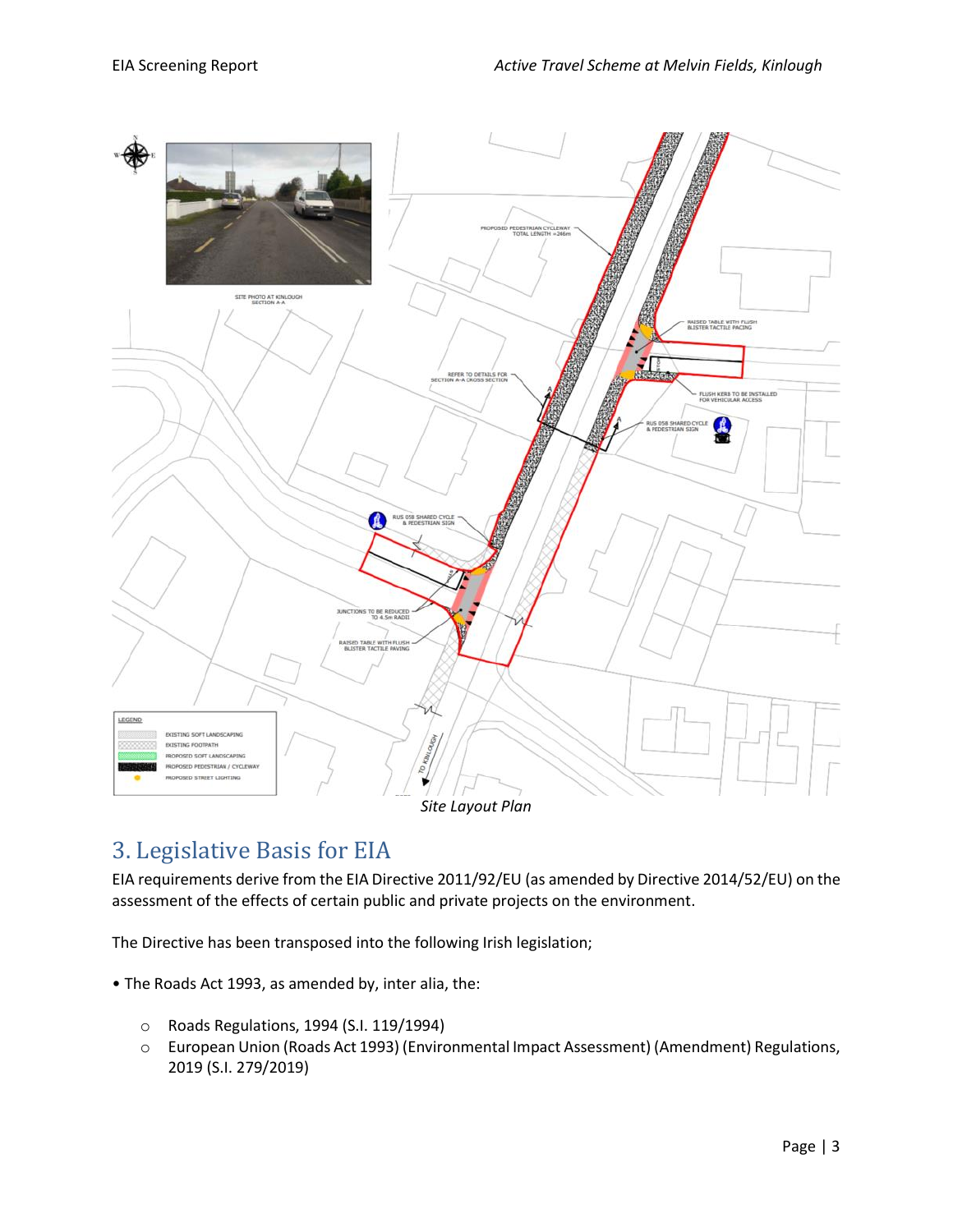Site Layout Plan

## 3. Legislative Basis for EIA

EIA requirements derive from the EIA Directive 2011/92/EU (as amended by Directive 2014/52/EU) on the assessment of the effects of certain public and private projects on the environment.

The Directive has been transposed into the following Irish legislation;

- The Roads Act 1993, as amended by, inter alia, the:
  - Roads Regulations, 1994 (S.I. 119/1994)
  - European Union (Roads Act 1993) (Environmental Impact Assessment) (Amendment) Regulations, 2019 (S.I. 279/2019)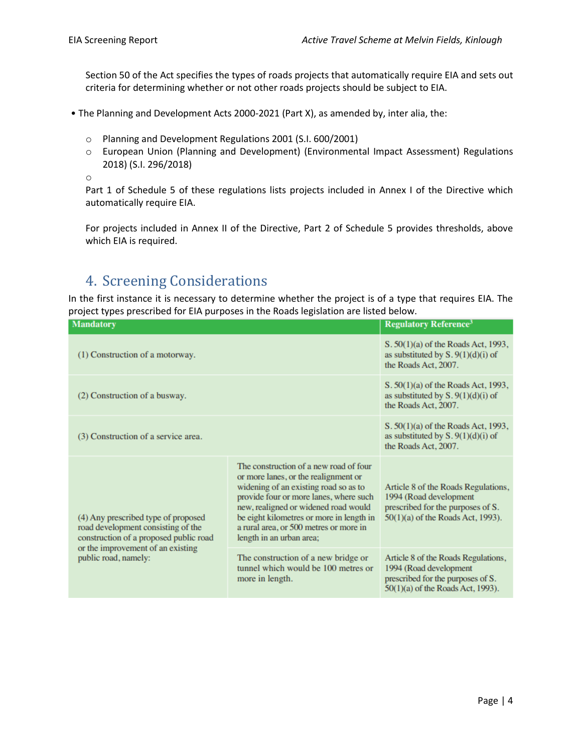Section 50 of the Act specifies the types of roads projects that automatically require EIA and sets out criteria for determining whether or not other roads projects should be subject to EIA.

- The Planning and Development Acts 2000-2021 (Part X), as amended by, inter alia, the:
  - Planning and Development Regulations 2001 (S.I. 600/2001)
  - European Union (Planning and Development) (Environmental Impact Assessment) Regulations 2018) (S.I. 296/2018)
  - 

Part 1 of Schedule 5 of these regulations lists projects included in Annex I of the Directive which automatically require EIA.

For projects included in Annex II of the Directive, Part 2 of Schedule 5 provides thresholds, above which EIA is required.

# 4. Screening Considerations

In the first instance it is necessary to determine whether the project is of a type that requires EIA. The project types prescribed for EIA purposes in the Roads legislation are listed below.

| Mandatory | | Regulatory Reference[3] |
|---|---|---|
| (1) Construction of a motorway. | | S. 50(1)(a) of the Roads Act, 1993, as substituted by S. 9(1)(d)(i) of the Roads Act, 2007. |
| (2) Construction of a busway. | | S. 50(1)(a) of the Roads Act, 1993, as substituted by S. 9(1)(d)(i) of the Roads Act, 2007. |
| (3) Construction of a service area. | | S. 50(1)(a) of the Roads Act, 1993, as substituted by S. 9(1)(d)(i) of the Roads Act, 2007. |
| (4) Any prescribed type of proposed road development consisting of the construction of a proposed public road or the improvement of an existing public road, namely: | The construction of a new road of four or more lanes, or the realignment or widening of an existing road so as to provide four or more lanes, where such new, realigned or widened road would be eight kilometres or more in length in a rural area, or 500 metres or more in length in an urban area; | Article 8 of the Roads Regulations, 1994 (Road development prescribed for the purposes of S. 50(1)(a) of the Roads Act, 1993). |
| | The construction of a new bridge or tunnel which would be 100 metres or more in length. | Article 8 of the Roads Regulations, 1994 (Road development prescribed for the purposes of S. 50(1)(a) of the Roads Act, 1993). |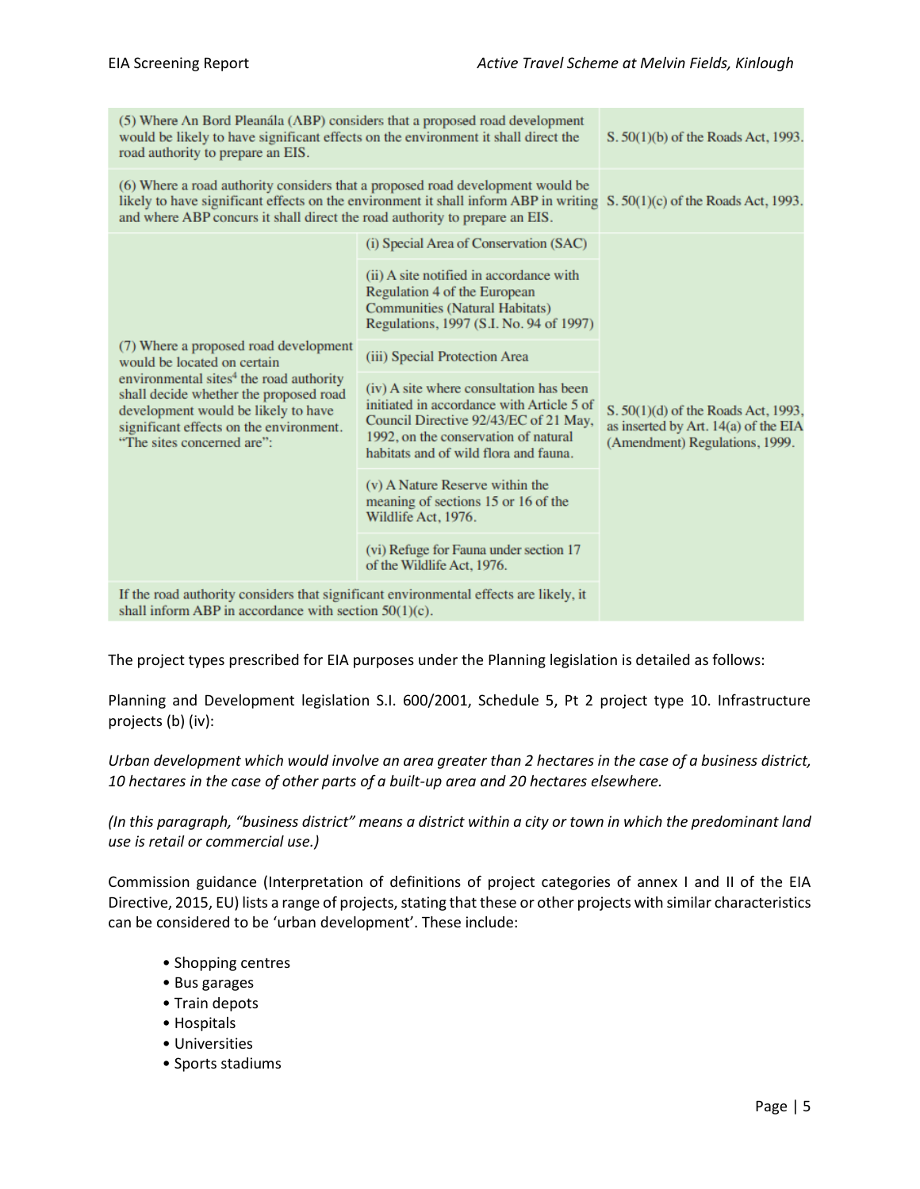| | | |
|---|---|---|
| (5) Where An Bord Pleanála (ABP) considers that a proposed road development would be likely to have significant effects on the environment it shall direct the road authority to prepare an EIS. | | S. 50(1)(b) of the Roads Act, 1993. |
| (6) Where a road authority considers that a proposed road development would be likely to have significant effects on the environment it shall inform ABP in writing and where ABP concurs it shall direct the road authority to prepare an EIS. | | S. 50(1)(c) of the Roads Act, 1993. |
| (7) Where a proposed road development would be located on certain environmental sites[4] the road authority shall decide whether the proposed road development would be likely to have significant effects on the environment. "The sites concerned are": | (i) Special Area of Conservation (SAC) | S. 50(1)(d) of the Roads Act, 1993, as inserted by Art. 14(a) of the EIA (Amendment) Regulations, 1999. |
| | (ii) A site notified in accordance with Regulation 4 of the European Communities (Natural Habitats) Regulations, 1997 (S.I. No. 94 of 1997) | |
| | (iii) Special Protection Area | |
| | (iv) A site where consultation has been initiated in accordance with Article 5 of Council Directive 92/43/EC of 21 May, 1992, on the conservation of natural habitats and of wild flora and fauna. | |
| | (v) A Nature Reserve within the meaning of sections 15 or 16 of the Wildlife Act, 1976. | |
| | (vi) Refuge for Fauna under section 17 of the Wildlife Act, 1976. | |
| If the road authority considers that significant environmental effects are likely, it shall inform ABP in accordance with section 50(1)(c). | | |

The project types prescribed for EIA purposes under the Planning legislation is detailed as follows:

Planning and Development legislation S.I. 600/2001, Schedule 5, Pt 2 project type 10. Infrastructure projects (b) (iv):

*Urban development which would involve an area greater than 2 hectares in the case of a business district, 10 hectares in the case of other parts of a built-up area and 20 hectares elsewhere.*

*(In this paragraph, "business district" means a district within a city or town in which the predominant land use is retail or commercial use.)*

Commission guidance (Interpretation of definitions of project categories of annex I and II of the EIA Directive, 2015, EU) lists a range of projects, stating that these or other projects with similar characteristics can be considered to be 'urban development'. These include:

- Shopping centres
- Bus garages
- Train depots
- Hospitals
- Universities
- Sports stadiums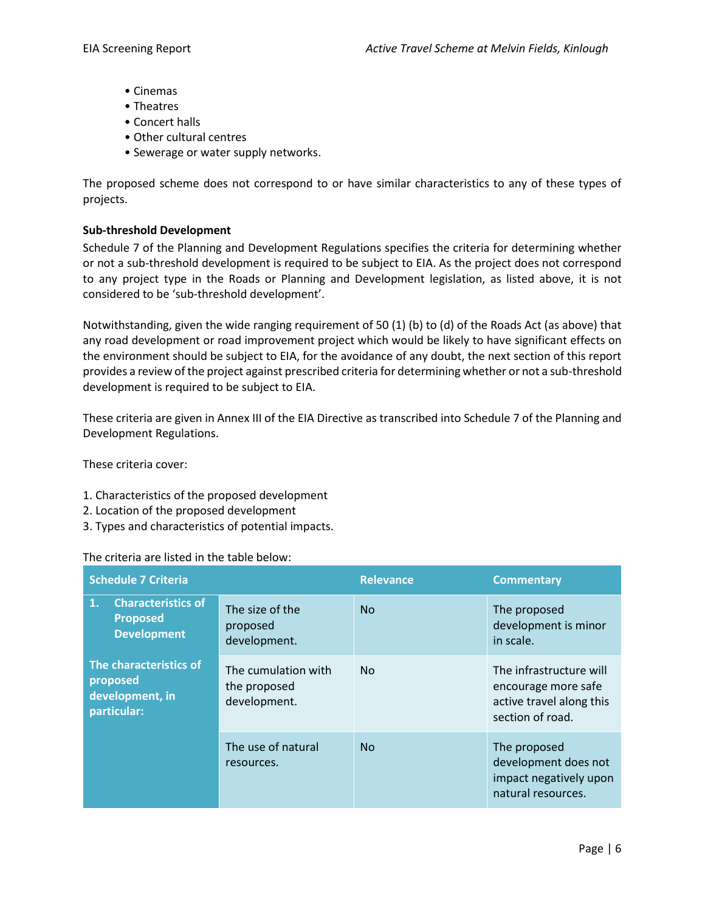- Cinemas
- Theatres
- Concert halls
- Other cultural centres
- Sewerage or water supply networks.

The proposed scheme does not correspond to or have similar characteristics to any of these types of projects.

**Sub-threshold Development**

Schedule 7 of the Planning and Development Regulations specifies the criteria for determining whether or not a sub-threshold development is required to be subject to EIA. As the project does not correspond to any project type in the Roads or Planning and Development legislation, as listed above, it is not considered to be 'sub-threshold development'.

Notwithstanding, given the wide ranging requirement of 50 (1) (b) to (d) of the Roads Act (as above) that any road development or road improvement project which would be likely to have significant effects on the environment should be subject to EIA, for the avoidance of any doubt, the next section of this report provides a review of the project against prescribed criteria for determining whether or not a sub-threshold development is required to be subject to EIA.

These criteria are given in Annex III of the EIA Directive as transcribed into Schedule 7 of the Planning and Development Regulations.

These criteria cover:

1. Characteristics of the proposed development
2. Location of the proposed development
3. Types and characteristics of potential impacts.

The criteria are listed in the table below:

| Schedule 7 Criteria | | Relevance | Commentary |
|---|---|---|---|
| **1. Characteristics of Proposed Development**<br><br>**The characteristics of proposed development, in particular:** | The size of the proposed development. | No | The proposed development is minor in scale. |
| | The cumulation with the proposed development. | No | The infrastructure will encourage more safe active travel along this section of road. |
| | The use of natural resources. | No | The proposed development does not impact negatively upon natural resources. |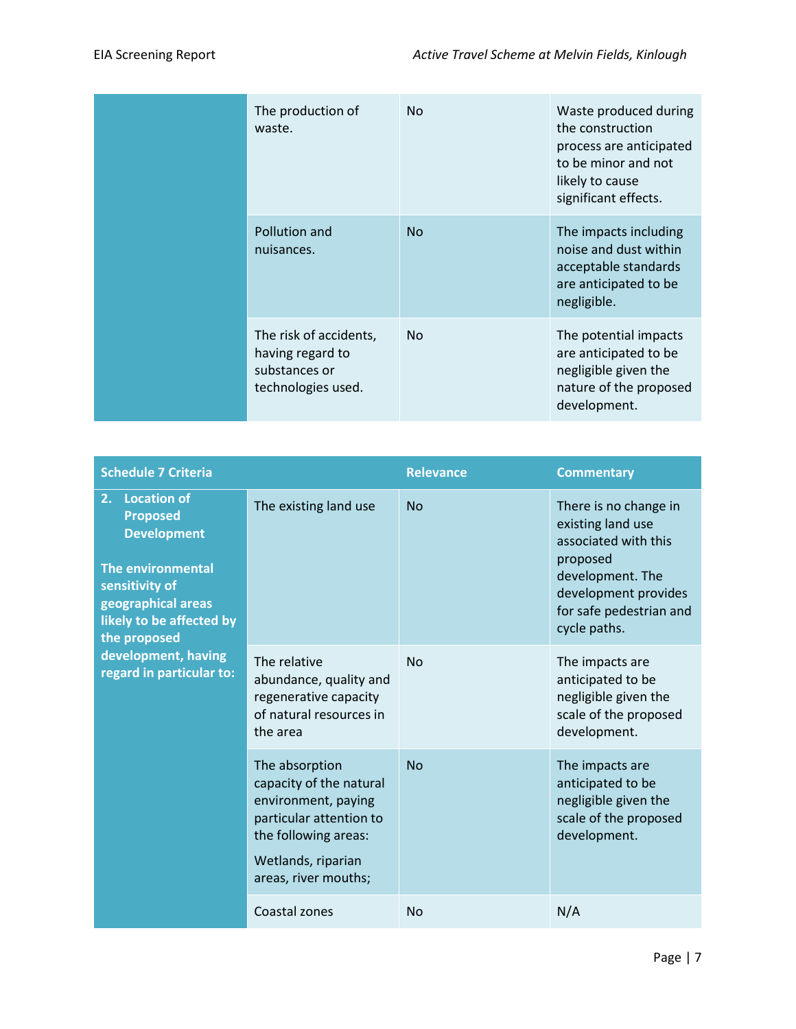| | | | |
|---|---|---|---|
| | The production of waste. | No | Waste produced during the construction process are anticipated to be minor and not likely to cause significant effects. |
| | Pollution and nuisances. | No | The impacts including noise and dust within acceptable standards are anticipated to be negligible. |
| | The risk of accidents, having regard to substances or technologies used. | No | The potential impacts are anticipated to be negligible given the nature of the proposed development. |

| Schedule 7 Criteria | | Relevance | Commentary |
|---|---|---|---|
| **2. Location of Proposed Development**<br><br>**The environmental sensitivity of geographical areas likely to be affected by the proposed development, having regard in particular to:** | The existing land use | No | There is no change in existing land use associated with this proposed development. The development provides for safe pedestrian and cycle paths. |
| | The relative abundance, quality and regenerative capacity of natural resources in the area | No | The impacts are anticipated to be negligible given the scale of the proposed development. |
| | The absorption capacity of the natural environment, paying particular attention to the following areas:<br><br>Wetlands, riparian areas, river mouths; | No | The impacts are anticipated to be negligible given the scale of the proposed development. |
| | Coastal zones | No | N/A |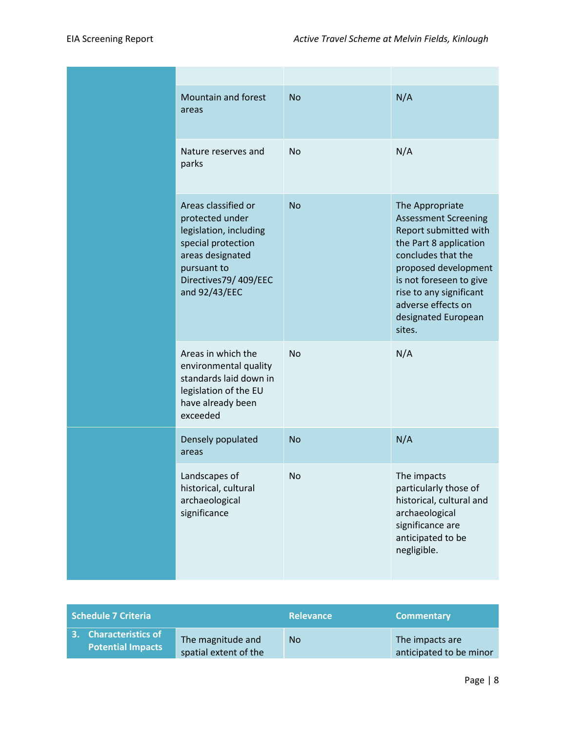| | | | |
|---|---|---|---|
| | | | |
| | Mountain and forest areas | No | N/A |
| | Nature reserves and parks | No | N/A |
| | Areas classified or protected under legislation, including special protection areas designated pursuant to Directives79/ 409/EEC and 92/43/EEC | No | The Appropriate Assessment Screening Report submitted with the Part 8 application concludes that the proposed development is not foreseen to give rise to any significant adverse effects on designated European sites. |
| | Areas in which the environmental quality standards laid down in legislation of the EU have already been exceeded | No | N/A |
| | Densely populated areas | No | N/A |
| | Landscapes of historical, cultural archaeological significance | No | The impacts particularly those of historical, cultural and archaeological significance are anticipated to be negligible. |

| Schedule 7 Criteria | | Relevance | Commentary |
|---|---|---|---|
| **3. Characteristics of Potential Impacts** | The magnitude and spatial extent of the | No | The impacts are anticipated to be minor |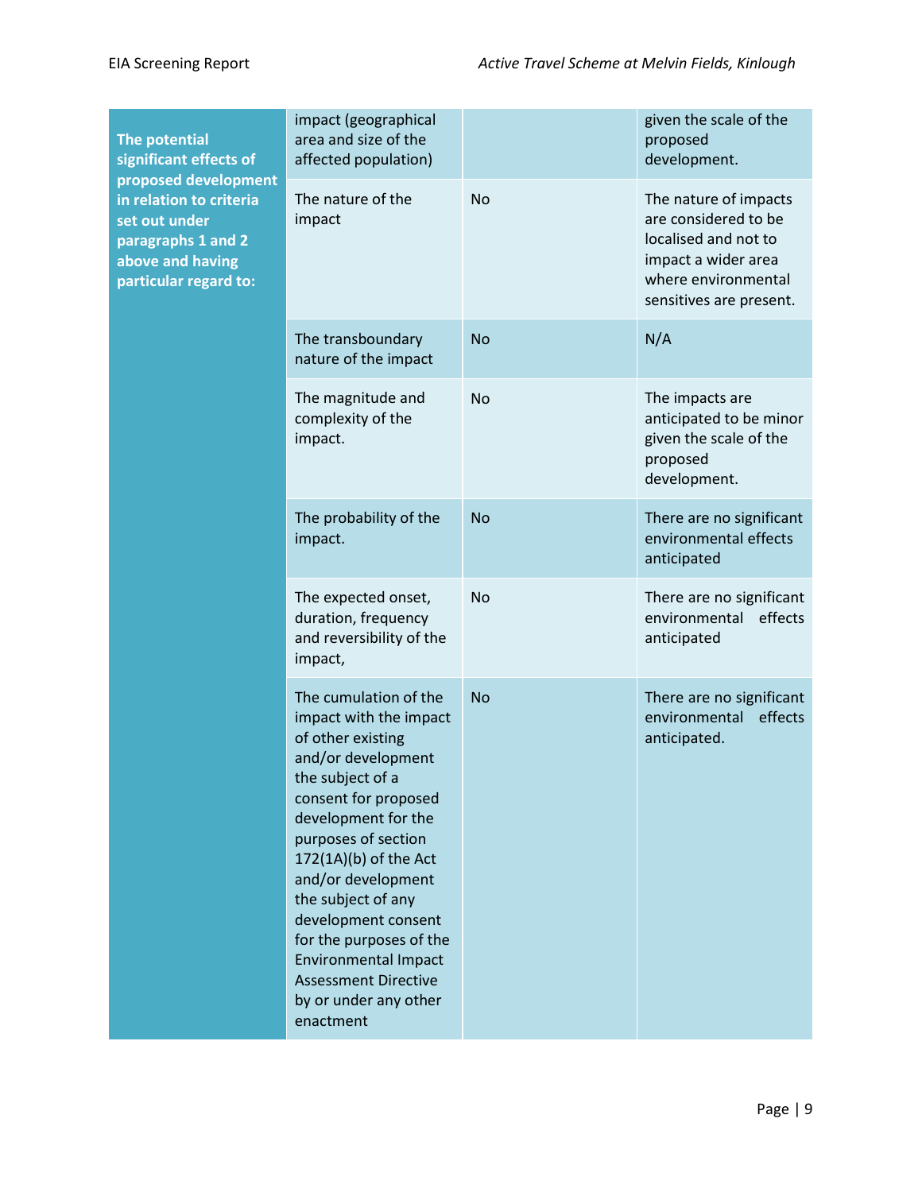| The potential significant effects of proposed development in relation to criteria set out under paragraphs 1 and 2 above and having particular regard to: | impact (geographical area and size of the affected population) | | given the scale of the proposed development. |
|---|---|---|---|
| | The nature of the impact | No | The nature of impacts are considered to be localised and not to impact a wider area where environmental sensitives are present. |
| | The transboundary nature of the impact | No | N/A |
| | The magnitude and complexity of the impact. | No | The impacts are anticipated to be minor given the scale of the proposed development. |
| | The probability of the impact. | No | There are no significant environmental effects anticipated |
| | The expected onset, duration, frequency and reversibility of the impact, | No | There are no significant environmental effects anticipated |
| | The cumulation of the impact with the impact of other existing and/or development the subject of a consent for proposed development for the purposes of section 172(1A)(b) of the Act and/or development the subject of any development consent for the purposes of the Environmental Impact Assessment Directive by or under any other enactment | No | There are no significant environmental effects anticipated. |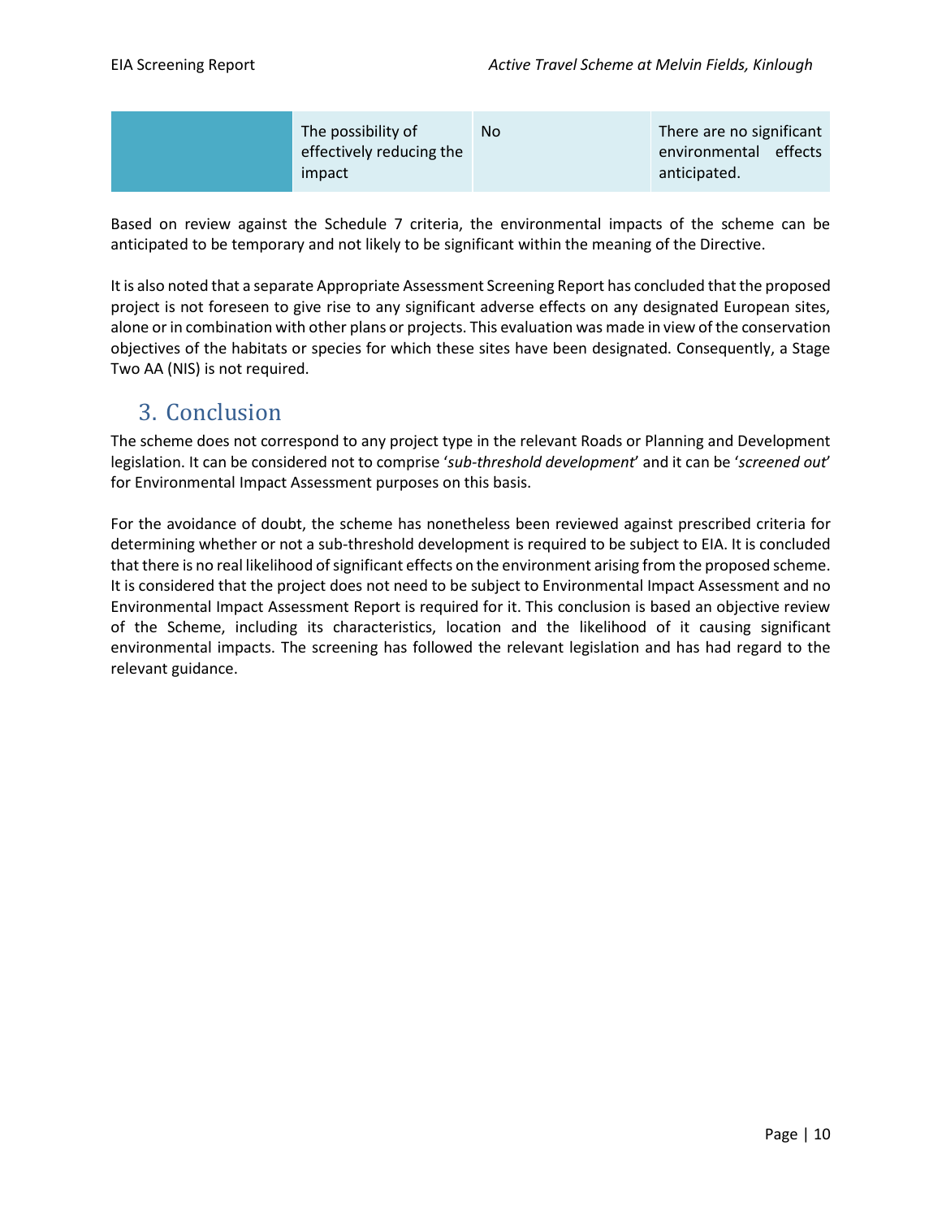| | | | |
|---|---|---|---|
| | The possibility of effectively reducing the impact | No | There are no significant environmental effects anticipated. |

Based on review against the Schedule 7 criteria, the environmental impacts of the scheme can be anticipated to be temporary and not likely to be significant within the meaning of the Directive.

It is also noted that a separate Appropriate Assessment Screening Report has concluded that the proposed project is not foreseen to give rise to any significant adverse effects on any designated European sites, alone or in combination with other plans or projects. This evaluation was made in view of the conservation objectives of the habitats or species for which these sites have been designated. Consequently, a Stage Two AA (NIS) is not required.

# 3. Conclusion

The scheme does not correspond to any project type in the relevant Roads or Planning and Development legislation. It can be considered not to comprise '*sub-threshold development*' and it can be '*screened out*' for Environmental Impact Assessment purposes on this basis.

For the avoidance of doubt, the scheme has nonetheless been reviewed against prescribed criteria for determining whether or not a sub-threshold development is required to be subject to EIA. It is concluded that there is no real likelihood of significant effects on the environment arising from the proposed scheme. It is considered that the project does not need to be subject to Environmental Impact Assessment and no Environmental Impact Assessment Report is required for it. This conclusion is based an objective review of the Scheme, including its characteristics, location and the likelihood of it causing significant environmental impacts. The screening has followed the relevant legislation and has had regard to the relevant guidance.